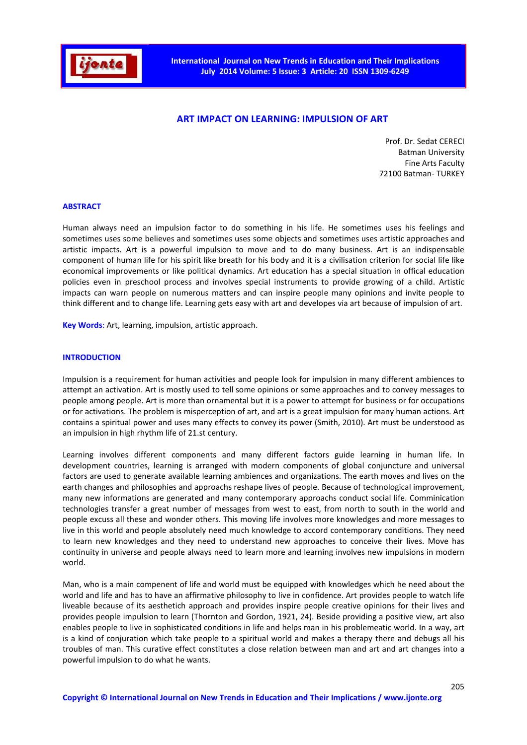# ART IMPACT ON LEARNING: IMPULSION OF ART

Prof. Dr. Sedat CERECI
Batman University
Fine Arts Faculty
72100 Batman- TURKEY

## ABSTRACT

Human always need an impulsion factor to do something in his life. He sometimes uses his feelings and sometimes uses some believes and sometimes uses some objects and sometimes uses artistic approaches and artistic impacts. Art is a powerful impulsion to move and to do many business. Art is an indispensable component of human life for his spirit like breath for his body and it is a civilisation criterion for social life like economical improvements or like political dynamics. Art education has a special situation in offical education policies even in preschool process and involves special instruments to provide growing of a child. Artistic impacts can warn people on numerous matters and can inspire people many opinions and invite people to think different and to change life. Learning gets easy with art and developes via art because of impulsion of art.

**Key Words**: Art, learning, impulsion, artistic approach.

## INTRODUCTION

Impulsion is a requirement for human activities and people look for impulsion in many different ambiences to attempt an activation. Art is mostly used to tell some opinions or some approaches and to convey messages to people among people. Art is more than ornamental but it is a power to attempt for business or for occupations or for activations. The problem is misperception of art, and art is a great impulsion for many human actions. Art contains a spiritual power and uses many effects to convey its power (Smith, 2010). Art must be understood as an impulsion in high rhythm life of 21.st century.

Learning involves different components and many different factors guide learning in human life. In development countries, learning is arranged with modern components of global conjuncture and universal factors are used to generate available learning ambiences and organizations. The earth moves and lives on the earth changes and philosophies and approachs reshape lives of people. Because of technological improvement, many new informations are generated and many contemporary approachs conduct social life. Comminication technologies transfer a great number of messages from west to east, from north to south in the world and people excuss all these and wonder others. This moving life involves more knowledges and more messages to live in this world and people absolutely need much knowledge to accord contemporary conditions. They need to learn new knowledges and they need to understand new approaches to conceive their lives. Move has continuity in universe and people always need to learn more and learning involves new impulsions in modern world.

Man, who is a main compenent of life and world must be equipped with knowledges which he need about the world and life and has to have an affirmative philosophy to live in confidence. Art provides people to watch life liveable because of its aesthetich approach and provides inspire people creative opinions for their lives and provides people impulsion to learn (Thornton and Gordon, 1921, 24). Beside providing a positive view, art also enables people to live in sophisticated conditions in life and helps man in his problemeatic world. In a way, art is a kind of conjuration which take people to a spiritual world and makes a therapy there and debugs all his troubles of man. This curative effect constitutes a close relation between man and art and art changes into a powerful impulsion to do what he wants.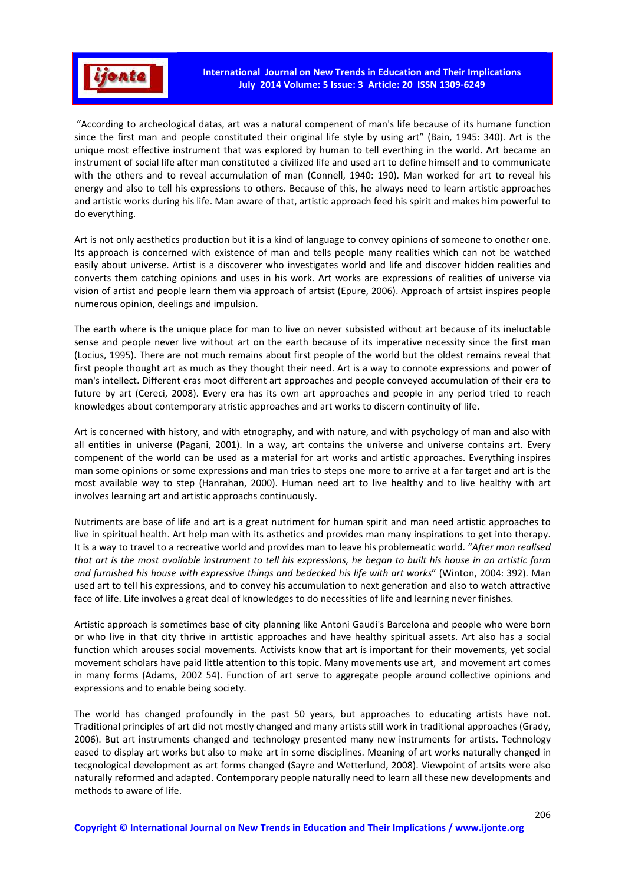"According to archeological datas, art was a natural compenent of man's life because of its humane function since the first man and people constituted their original life style by using art" (Bain, 1945: 340). Art is the unique most effective instrument that was explored by human to tell everthing in the world. Art became an instrument of social life after man constituted a civilized life and used art to define himself and to communicate with the others and to reveal accumulation of man (Connell, 1940: 190). Man worked for art to reveal his energy and also to tell his expressions to others. Because of this, he always need to learn artistic approaches and artistic works during his life. Man aware of that, artistic approach feed his spirit and makes him powerful to do everything.

Art is not only aesthetics production but it is a kind of language to convey opinions of someone to another one. Its approach is concerned with existence of man and tells people many realities which can not be watched easily about universe. Artist is a discoverer who investigates world and life and discover hidden realities and converts them catching opinions and uses in his work. Art works are expressions of realities of universe via vision of artist and people learn them via approach of artsist (Epure, 2006). Approach of artsist inspires people numerous opinion, deelings and impulsion.

The earth where is the unique place for man to live on never subsisted without art because of its ineluctable sense and people never live without art on the earth because of its imperative necessity since the first man (Locius, 1995). There are not much remains about first people of the world but the oldest remains reveal that first people thought art as much as they thought their need. Art is a way to connote expressions and power of man's intellect. Different eras moot different art approaches and people conveyed accumulation of their era to future by art (Cereci, 2008). Every era has its own art approaches and people in any period tried to reach knowledges about contemporary atristic approaches and art works to discern continuity of life.

Art is concerned with history, and with etnography, and with nature, and with psychology of man and also with all entities in universe (Pagani, 2001). In a way, art contains the universe and universe contains art. Every compenent of the world can be used as a material for art works and artistic approaches. Everything inspires man some opinions or some expressions and man tries to steps one more to arrive at a far target and art is the most available way to step (Hanrahan, 2000). Human need art to live healthy and to live healthy with art involves learning art and artistic approachs continuously.

Nutriments are base of life and art is a great nutriment for human spirit and man need artistic approaches to live in spiritual health. Art help man with its asthetics and provides man many inspirations to get into therapy. It is a way to travel to a recreative world and provides man to leave his problemeatic world. "*After man realised that art is the most available instrument to tell his expressions, he began to built his house in an artistic form and furnished his house with expressive things and bedecked his life with art works*" (Winton, 2004: 392). Man used art to tell his expressions, and to convey his accumulation to next generation and also to watch attractive face of life. Life involves a great deal of knowledges to do necessities of life and learning never finishes.

Artistic approach is sometimes base of city planning like Antoni Gaudi's Barcelona and people who were born or who live in that city thrive in arttistic approaches and have healthy spiritual assets. Art also has a social function which arouses social movements. Activists know that art is important for their movements, yet social movement scholars have paid little attention to this topic. Many movements use art, and movement art comes in many forms (Adams, 2002 54). Function of art serve to aggregate people around collective opinions and expressions and to enable being society.

The world has changed profoundly in the past 50 years, but approaches to educating artists have not. Traditional principles of art did not mostly changed and many artists still work in traditional approaches (Grady, 2006). But art instruments changed and technology presented many new instruments for artists. Technology eased to display art works but also to make art in some disciplines. Meaning of art works naturally changed in tecgnological development as art forms changed (Sayre and Wetterlund, 2008). Viewpoint of artsits were also naturally reformed and adapted. Contemporary people naturally need to learn all these new developments and methods to aware of life.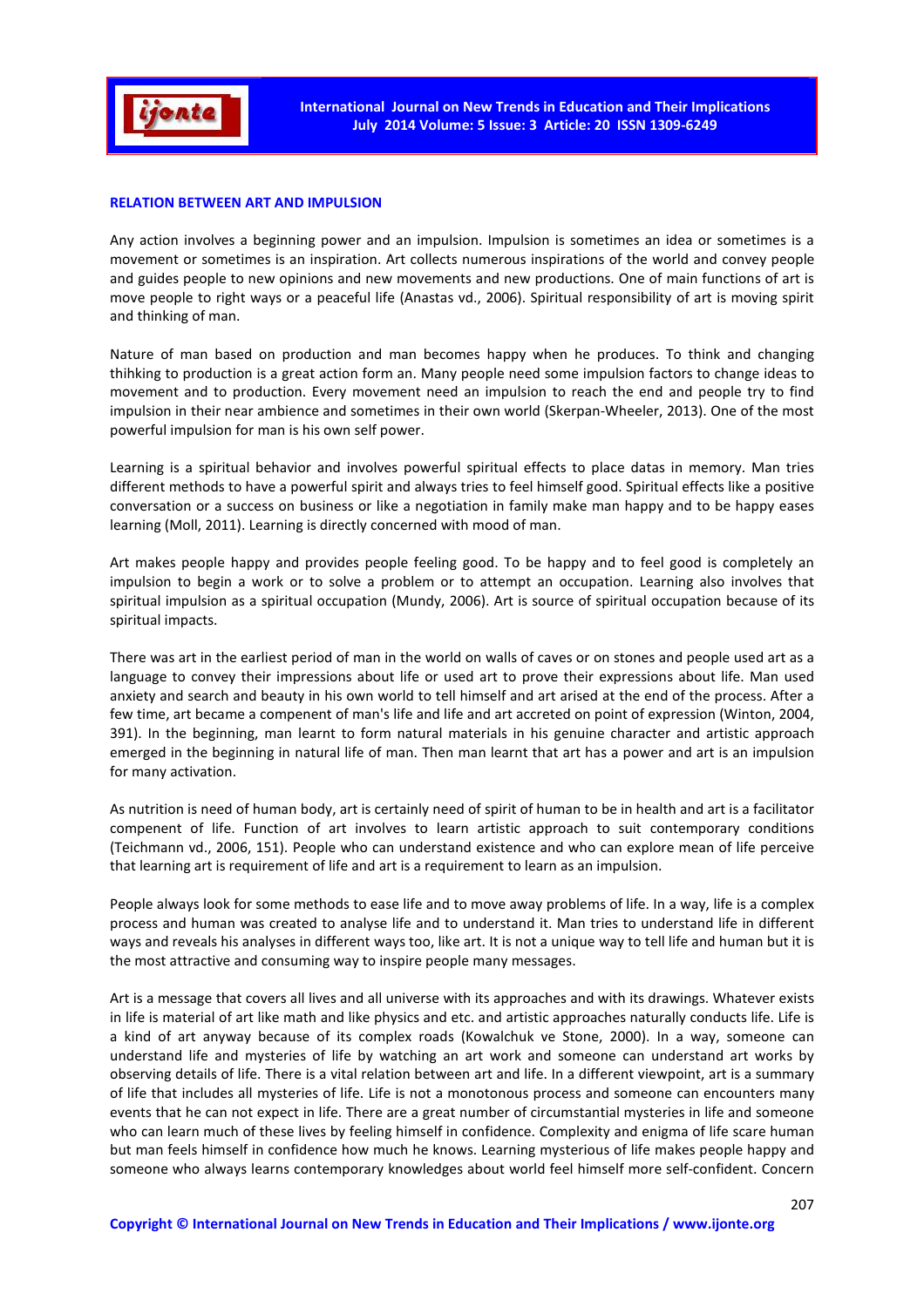## RELATION BETWEEN ART AND IMPULSION

Any action involves a beginning power and an impulsion. Impulsion is sometimes an idea or sometimes is a movement or sometimes is an inspiration. Art collects numerous inspirations of the world and convey people and guides people to new opinions and new movements and new productions. One of main functions of art is move people to right ways or a peaceful life (Anastas vd., 2006). Spiritual responsibility of art is moving spirit and thinking of man.

Nature of man based on production and man becomes happy when he produces. To think and changing thihking to production is a great action form an. Many people need some impulsion factors to change ideas to movement and to production. Every movement need an impulsion to reach the end and people try to find impulsion in their near ambience and sometimes in their own world (Skerpan-Wheeler, 2013). One of the most powerful impulsion for man is his own self power.

Learning is a spiritual behavior and involves powerful spiritual effects to place datas in memory. Man tries different methods to have a powerful spirit and always tries to feel himself good. Spiritual effects like a positive conversation or a success on business or like a negotiation in family make man happy and to be happy eases learning (Moll, 2011). Learning is directly concerned with mood of man.

Art makes people happy and provides people feeling good. To be happy and to feel good is completely an impulsion to begin a work or to solve a problem or to attempt an occupation. Learning also involves that spiritual impulsion as a spiritual occupation (Mundy, 2006). Art is source of spiritual occupation because of its spiritual impacts.

There was art in the earliest period of man in the world on walls of caves or on stones and people used art as a language to convey their impressions about life or used art to prove their expressions about life. Man used anxiety and search and beauty in his own world to tell himself and art arised at the end of the process. After a few time, art became a compenent of man's life and life and art accreted on point of expression (Winton, 2004, 391). In the beginning, man learnt to form natural materials in his genuine character and artistic approach emerged in the beginning in natural life of man. Then man learnt that art has a power and art is an impulsion for many activation.

As nutrition is need of human body, art is certainly need of spirit of human to be in health and art is a facilitator compenent of life. Function of art involves to learn artistic approach to suit contemporary conditions (Teichmann vd., 2006, 151). People who can understand existence and who can explore mean of life perceive that learning art is requirement of life and art is a requirement to learn as an impulsion.

People always look for some methods to ease life and to move away problems of life. In a way, life is a complex process and human was created to analyse life and to understand it. Man tries to understand life in different ways and reveals his analyses in different ways too, like art. It is not a unique way to tell life and human but it is the most attractive and consuming way to inspire people many messages.

Art is a message that covers all lives and all universe with its approaches and with its drawings. Whatever exists in life is material of art like math and like physics and etc. and artistic approaches naturally conducts life. Life is a kind of art anyway because of its complex roads (Kowalchuk ve Stone, 2000). In a way, someone can understand life and mysteries of life by watching an art work and someone can understand art works by observing details of life. There is a vital relation between art and life. In a different viewpoint, art is a summary of life that includes all mysteries of life. Life is not a monotonous process and someone can encounters many events that he can not expect in life. There are a great number of circumstantial mysteries in life and someone who can learn much of these lives by feeling himself in confidence. Complexity and enigma of life scare human but man feels himself in confidence how much he knows. Learning mysterious of life makes people happy and someone who always learns contemporary knowledges about world feel himself more self-confident. Concern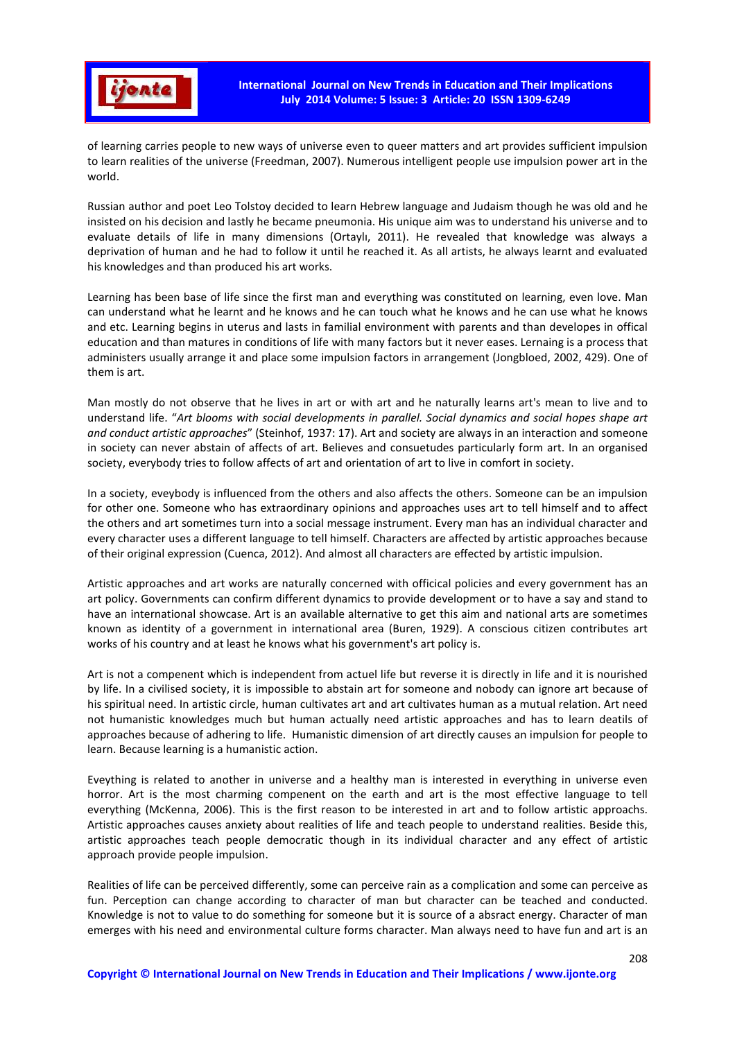of learning carries people to new ways of universe even to queer matters and art provides sufficient impulsion to learn realities of the universe (Freedman, 2007). Numerous intelligent people use impulsion power art in the world.

Russian author and poet Leo Tolstoy decided to learn Hebrew language and Judaism though he was old and he insisted on his decision and lastly he became pneumonia. His unique aim was to understand his universe and to evaluate details of life in many dimensions (Ortaylı, 2011). He revealed that knowledge was always a deprivation of human and he had to follow it until he reached it. As all artists, he always learnt and evaluated his knowledges and than produced his art works.

Learning has been base of life since the first man and everything was constituted on learning, even love. Man can understand what he learnt and he knows and he can touch what he knows and he can use what he knows and etc. Learning begins in uterus and lasts in familial environment with parents and than developes in offical education and than matures in conditions of life with many factors but it never eases. Lernaing is a process that administers usually arrange it and place some impulsion factors in arrangement (Jongbloed, 2002, 429). One of them is art.

Man mostly do not observe that he lives in art or with art and he naturally learns art's mean to live and to understand life. "*Art blooms with social developments in parallel. Social dynamics and social hopes shape art and conduct artistic approaches*" (Steinhof, 1937: 17). Art and society are always in an interaction and someone in society can never abstain of affects of art. Believes and consuetudes particularly form art. In an organised society, everybody tries to follow affects of art and orientation of art to live in comfort in society.

In a society, eveybody is influenced from the others and also affects the others. Someone can be an impulsion for other one. Someone who has extraordinary opinions and approaches uses art to tell himself and to affect the others and art sometimes turn into a social message instrument. Every man has an individual character and every character uses a different language to tell himself. Characters are affected by artistic approaches because of their original expression (Cuenca, 2012). And almost all characters are effected by artistic impulsion.

Artistic approaches and art works are naturally concerned with officical policies and every government has an art policy. Governments can confirm different dynamics to provide development or to have a say and stand to have an international showcase. Art is an available alternative to get this aim and national arts are sometimes known as identity of a government in international area (Buren, 1929). A conscious citizen contributes art works of his country and at least he knows what his government's art policy is.

Art is not a compenent which is independent from actuel life but reverse it is directly in life and it is nourished by life. In a civilised society, it is impossible to abstain art for someone and nobody can ignore art because of his spiritual need. In artistic circle, human cultivates art and art cultivates human as a mutual relation. Art need not humanistic knowledges much but human actually need artistic approaches and has to learn deatils of approaches because of adhering to life. Humanistic dimension of art directly causes an impulsion for people to learn. Because learning is a humanistic action.

Eveything is related to another in universe and a healthy man is interested in everything in universe even horror. Art is the most charming compenent on the earth and art is the most effective language to tell everything (McKenna, 2006). This is the first reason to be interested in art and to follow artistic approachs. Artistic approaches causes anxiety about realities of life and teach people to understand realities. Beside this, artistic approaches teach people democratic though in its individual character and any effect of artistic approach provide people impulsion.

Realities of life can be perceived differently, some can perceive rain as a complication and some can perceive as fun. Perception can change according to character of man but character can be teached and conducted. Knowledge is not to value to do something for someone but it is source of a abstract energy. Character of man emerges with his need and environmental culture forms character. Man always need to have fun and art is an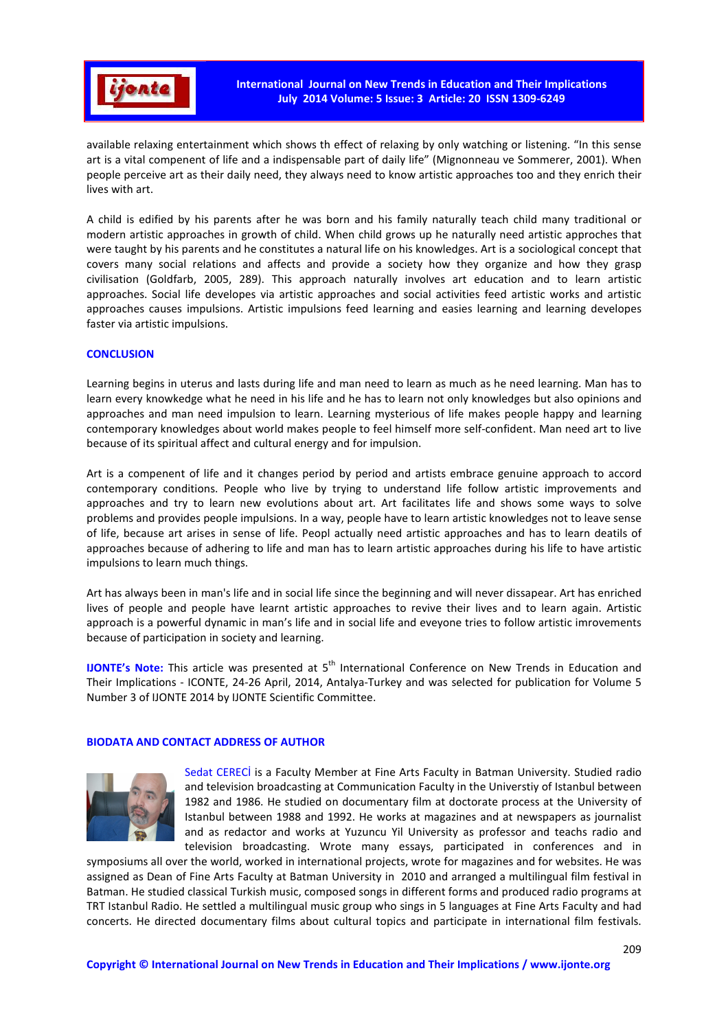available relaxing entertainment which shows th effect of relaxing by only watching or listening. "In this sense art is a vital compenent of life and a indispensable part of daily life" (Mignonneau ve Sommerer, 2001). When people perceive art as their daily need, they always need to know artistic approaches too and they enrich their lives with art.

A child is edified by his parents after he was born and his family naturally teach child many traditional or modern artistic approaches in growth of child. When child grows up he naturally need artistic approches that were taught by his parents and he constitutes a natural life on his knowledges. Art is a sociological concept that covers many social relations and affects and provide a society how they organize and how they grasp civilisation (Goldfarb, 2005, 289). This approach naturally involves art education and to learn artistic approaches. Social life developes via artistic approaches and social activities feed artistic works and artistic approaches causes impulsions. Artistic impulsions feed learning and easies learning and learning developes faster via artistic impulsions.

## CONCLUSION

Learning begins in uterus and lasts during life and man need to learn as much as he need learning. Man has to learn every knowkedge what he need in his life and he has to learn not only knowledges but also opinions and approaches and man need impulsion to learn. Learning mysterious of life makes people happy and learning contemporary knowledges about world makes people to feel himself more self-confident. Man need art to live because of its spiritual affect and cultural energy and for impulsion.

Art is a compenent of life and it changes period by period and artists embrace genuine approach to accord contemporary conditions. People who live by trying to understand life follow artistic improvements and approaches and try to learn new evolutions about art. Art facilitates life and shows some ways to solve problems and provides people impulsions. In a way, people have to learn artistic knowledges not to leave sense of life, because art arises in sense of life. Peopl actually need artistic approaches and has to learn deatils of approaches because of adhering to life and man has to learn artistic approaches during his life to have artistic impulsions to learn much things.

Art has always been in man's life and in social life since the beginning and will never dissapear. Art has enriched lives of people and people have learnt artistic approaches to revive their lives and to learn again. Artistic approach is a powerful dynamic in man's life and in social life and eveyone tries to follow artistic imrovements because of participation in society and learning.

**IJONTE's Note:** This article was presented at 5th International Conference on New Trends in Education and Their Implications - ICONTE, 24-26 April, 2014, Antalya-Turkey and was selected for publication for Volume 5 Number 3 of IJONTE 2014 by IJONTE Scientific Committee.

## BIODATA AND CONTACT ADDRESS OF AUTHOR

Sedat CERECİ is a Faculty Member at Fine Arts Faculty in Batman University. Studied radio and television broadcasting at Communication Faculty in the Universtiy of Istanbul between 1982 and 1986. He studied on documentary film at doctorate process at the University of Istanbul between 1988 and 1992. He works at magazines and at newspapers as journalist and as redactor and works at Yuzuncu Yil University as professor and teachs radio and television broadcasting. Wrote many essays, participated in conferences and in symposiums all over the world, worked in international projects, wrote for magazines and for websites. He was assigned as Dean of Fine Arts Faculty at Batman University in 2010 and arranged a multilingual film festival in Batman. He studied classical Turkish music, composed songs in different forms and produced radio programs at TRT Istanbul Radio. He settled a multilingual music group who sings in 5 languages at Fine Arts Faculty and had concerts. He directed documentary films about cultural topics and participate in international film festivals.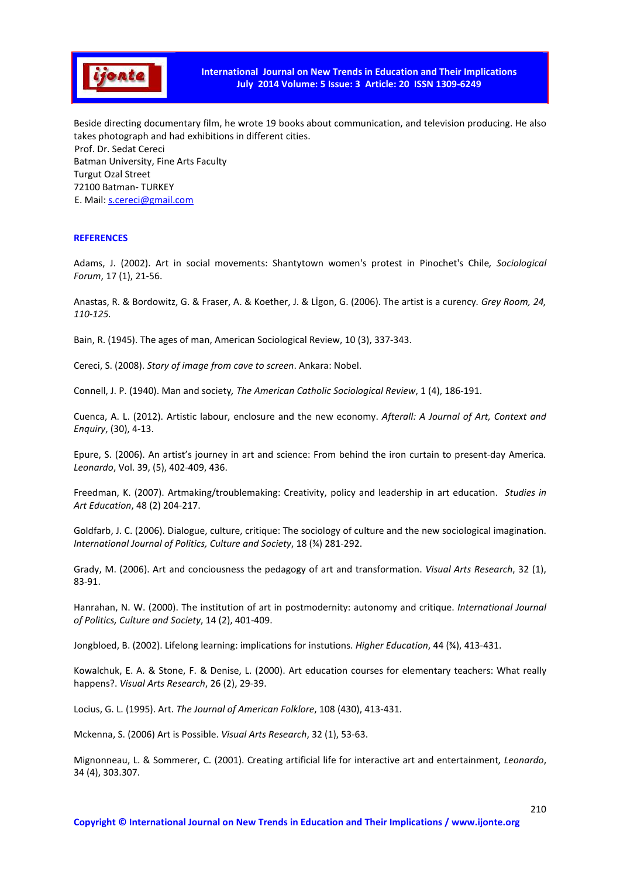Beside directing documentary film, he wrote 19 books about communication, and television producing. He also takes photograph and had exhibitions in different cities.
Prof. Dr. Sedat Cereci
Batman University, Fine Arts Faculty
Turgut Ozal Street
72100 Batman- TURKEY
E. Mail: s.cereci@gmail.com

## REFERENCES

Adams, J. (2002). Art in social movements: Shantytown women's protest in Pinochet's Chile*, Sociological Forum*, 17 (1), 21-56.

Anastas, R. & Bordowitz, G. & Fraser, A. & Koether, J. & Lİgon, G. (2006). The artist is a curency. *Grey Room, 24, 110-125.*

Bain, R. (1945). The ages of man, American Sociological Review, 10 (3), 337-343.

Cereci, S. (2008). *Story of image from cave to screen*. Ankara: Nobel.

Connell, J. P. (1940). Man and society*, The American Catholic Sociological Review*, 1 (4), 186-191.

Cuenca, A. L. (2012). Artistic labour, enclosure and the new economy. *Afterall: A Journal of Art, Context and Enquiry*, (30), 4-13.

Epure, S. (2006). An artist's journey in art and science: From behind the iron curtain to present-day America. *Leonardo*, Vol. 39, (5), 402-409, 436.

Freedman, K. (2007). Artmaking/troublemaking: Creativity, policy and leadership in art education. *Studies in Art Education*, 48 (2) 204-217.

Goldfarb, J. C. (2006). Dialogue, culture, critique: The sociology of culture and the new sociological imagination. *International Journal of Politics, Culture and Society*, 18 (¾) 281-292.

Grady, M. (2006). Art and conciousness the pedagogy of art and transformation. *Visual Arts Research*, 32 (1), 83-91.

Hanrahan, N. W. (2000). The institution of art in postmodernity: autonomy and critique. *International Journal of Politics, Culture and Society*, 14 (2), 401-409.

Jongbloed, B. (2002). Lifelong learning: implications for instutions. *Higher Education*, 44 (¾), 413-431.

Kowalchuk, E. A. & Stone, F. & Denise, L. (2000). Art education courses for elementary teachers: What really happens?. *Visual Arts Research*, 26 (2), 29-39.

Locius, G. L. (1995). Art. *The Journal of American Folklore*, 108 (430), 413-431.

Mckenna, S. (2006) Art is Possible. *Visual Arts Research*, 32 (1), 53-63.

Mignonneau, L. & Sommerer, C. (2001). Creating artificial life for interactive art and entertainment*, Leonardo*, 34 (4), 303.307.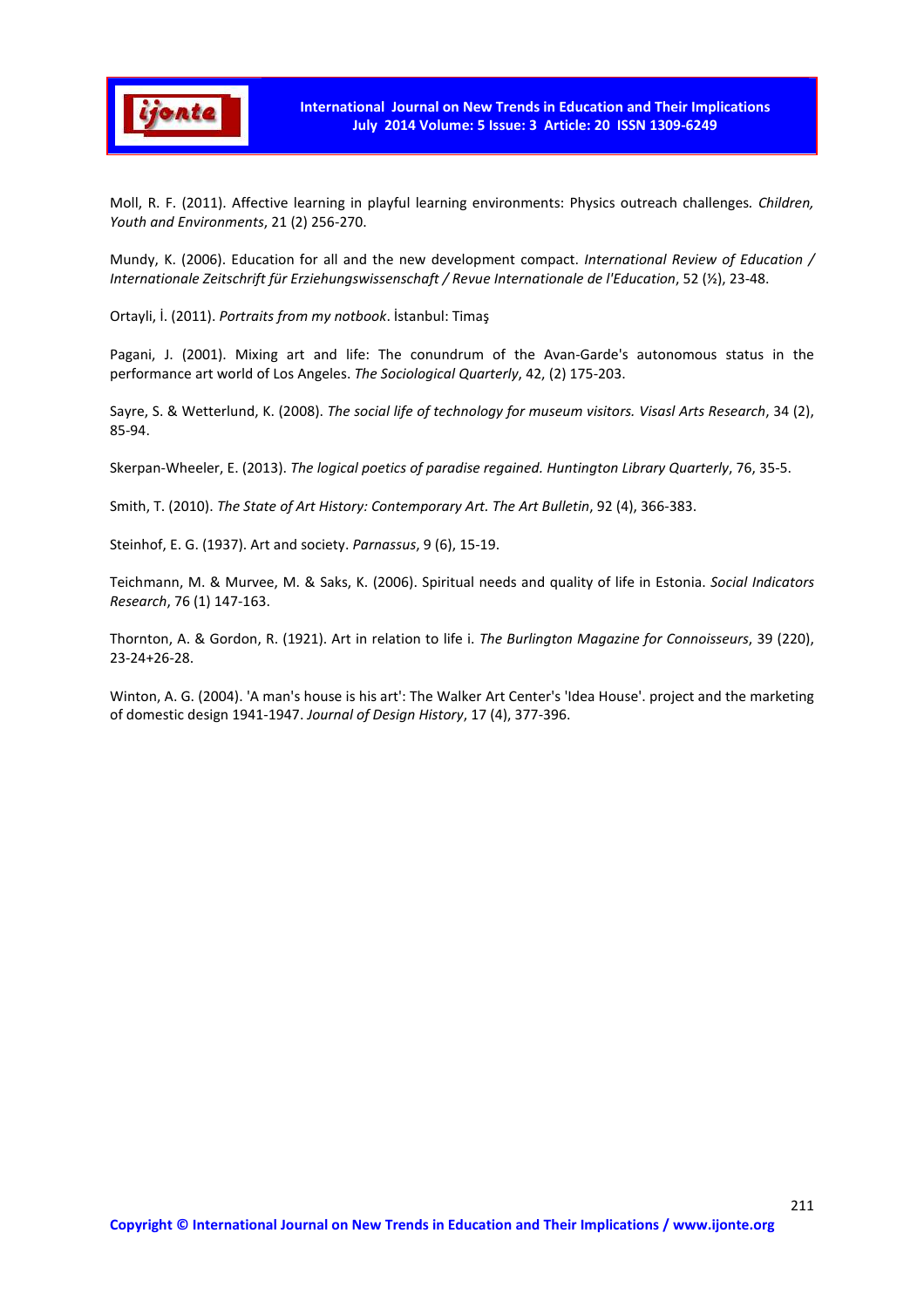Moll, R. F. (2011). Affective learning in playful learning environments: Physics outreach challenges. *Children, Youth and Environments*, 21 (2) 256-270.

Mundy, K. (2006). Education for all and the new development compact. *International Review of Education / Internationale Zeitschrift für Erziehungswissenschaft / Revue Internationale de l'Education*, 52 (½), 23-48.

Ortayli, İ. (2011). *Portraits from my notbook*. İstanbul: Timaş

Pagani, J. (2001). Mixing art and life: The conundrum of the Avan-Garde's autonomous status in the performance art world of Los Angeles. *The Sociological Quarterly*, 42, (2) 175-203.

Sayre, S. & Wetterlund, K. (2008). *The social life of technology for museum visitors. Visasl Arts Research*, 34 (2), 85-94.

Skerpan-Wheeler, E. (2013). *The logical poetics of paradise regained. Huntington Library Quarterly*, 76, 35-5.

Smith, T. (2010). *The State of Art History: Contemporary Art. The Art Bulletin*, 92 (4), 366-383.

Steinhof, E. G. (1937). Art and society. *Parnassus*, 9 (6), 15-19.

Teichmann, M. & Murvee, M. & Saks, K. (2006). Spiritual needs and quality of life in Estonia. *Social Indicators Research*, 76 (1) 147-163.

Thornton, A. & Gordon, R. (1921). Art in relation to life i. *The Burlington Magazine for Connoisseurs*, 39 (220), 23-24+26-28.

Winton, A. G. (2004). 'A man's house is his art': The Walker Art Center's 'Idea House'. project and the marketing of domestic design 1941-1947. *Journal of Design History*, 17 (4), 377-396.